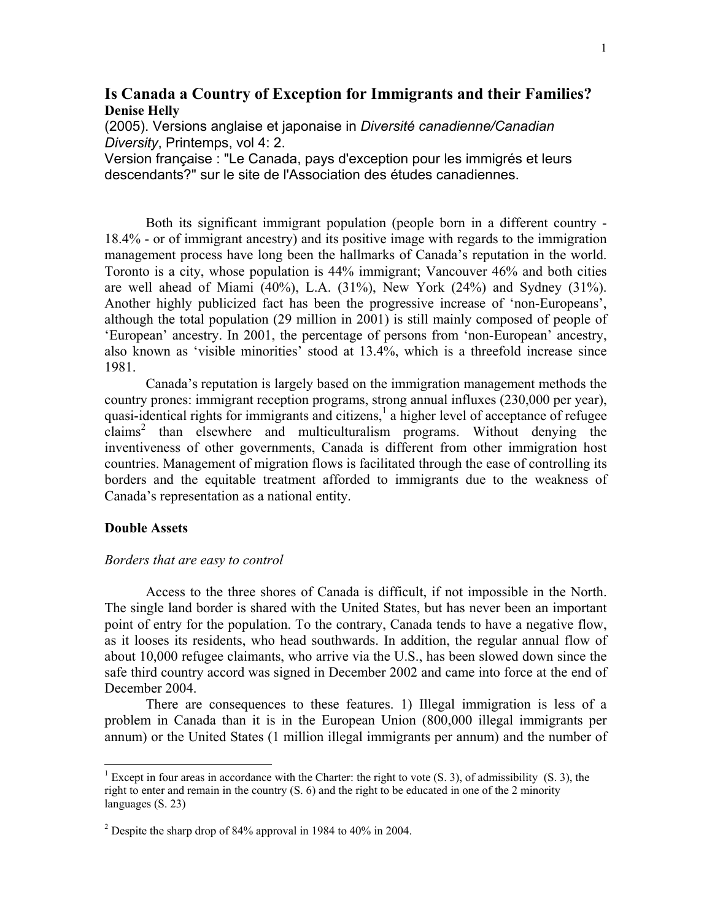# Is Canada a Country of Exception for Immigrants and their Families?

**Denise Helly**

(2005). Versions anglaise et japonaise in *Diversité canadienne/Canadian Diversity*, Printemps, vol 4: 2.

Version française : "Le Canada, pays d'exception pour les immigrés et leurs descendants?" sur le site de l'Association des études canadiennes.

Both its significant immigrant population (people born in a different country - 18.4% - or of immigrant ancestry) and its positive image with regards to the immigration management process have long been the hallmarks of Canada's reputation in the world. Toronto is a city, whose population is 44% immigrant; Vancouver 46% and both cities are well ahead of Miami (40%), L.A. (31%), New York (24%) and Sydney (31%). Another highly publicized fact has been the progressive increase of 'non-Europeans', although the total population (29 million in 2001) is still mainly composed of people of 'European' ancestry. In 2001, the percentage of persons from 'non-European' ancestry, also known as 'visible minorities' stood at 13.4%, which is a threefold increase since 1981.

Canada's reputation is largely based on the immigration management methods the country prones: immigrant reception programs, strong annual influxes (230,000 per year), quasi-identical rights for immigrants and citizens,[1] a higher level of acceptance of refugee claims[2] than elsewhere and multiculturalism programs. Without denying the inventiveness of other governments, Canada is different from other immigration host countries. Management of migration flows is facilitated through the ease of controlling its borders and the equitable treatment afforded to immigrants due to the weakness of Canada's representation as a national entity.

## Double Assets

### *Borders that are easy to control*

Access to the three shores of Canada is difficult, if not impossible in the North. The single land border is shared with the United States, but has never been an important point of entry for the population. To the contrary, Canada tends to have a negative flow, as it looses its residents, who head southwards. In addition, the regular annual flow of about 10,000 refugee claimants, who arrive via the U.S., has been slowed down since the safe third country accord was signed in December 2002 and came into force at the end of December 2004.

There are consequences to these features. 1) Illegal immigration is less of a problem in Canada than it is in the European Union (800,000 illegal immigrants per annum) or the United States (1 million illegal immigrants per annum) and the number of

---

[1] Except in four areas in accordance with the Charter: the right to vote (S. 3), of admissibility (S. 3), the right to enter and remain in the country (S. 6) and the right to be educated in one of the 2 minority languages (S. 23)

[2] Despite the sharp drop of 84% approval in 1984 to 40% in 2004.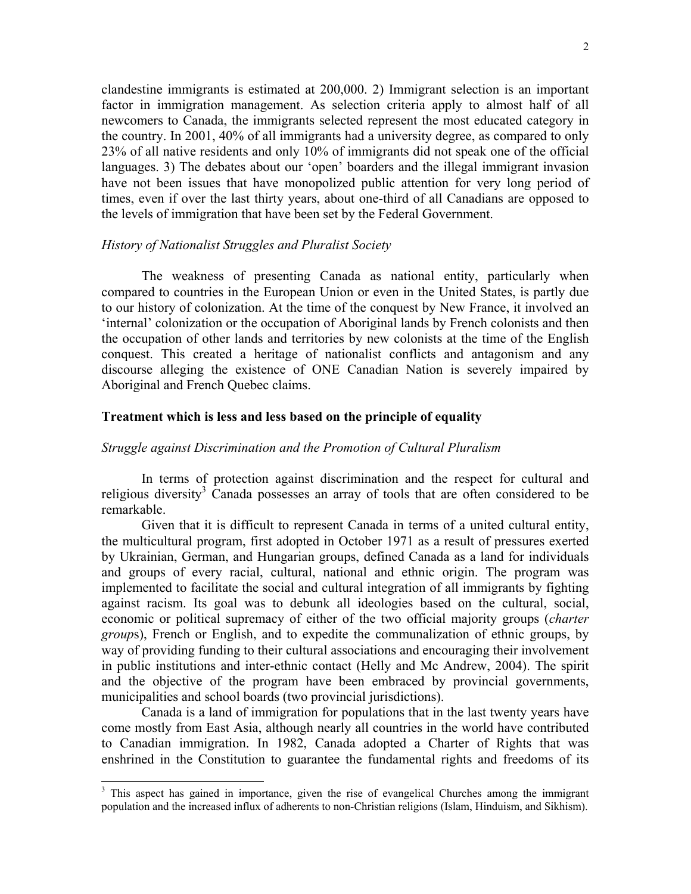clandestine immigrants is estimated at 200,000. 2) Immigrant selection is an important factor in immigration management. As selection criteria apply to almost half of all newcomers to Canada, the immigrants selected represent the most educated category in the country. In 2001, 40% of all immigrants had a university degree, as compared to only 23% of all native residents and only 10% of immigrants did not speak one of the official languages. 3) The debates about our 'open' boarders and the illegal immigrant invasion have not been issues that have monopolized public attention for very long period of times, even if over the last thirty years, about one-third of all Canadians are opposed to the levels of immigration that have been set by the Federal Government.

*History of Nationalist Struggles and Pluralist Society*

The weakness of presenting Canada as national entity, particularly when compared to countries in the European Union or even in the United States, is partly due to our history of colonization. At the time of the conquest by New France, it involved an 'internal' colonization or the occupation of Aboriginal lands by French colonists and then the occupation of other lands and territories by new colonists at the time of the English conquest. This created a heritage of nationalist conflicts and antagonism and any discourse alleging the existence of ONE Canadian Nation is severely impaired by Aboriginal and French Quebec claims.

## Treatment which is less and less based on the principle of equality

*Struggle against Discrimination and the Promotion of Cultural Pluralism*

In terms of protection against discrimination and the respect for cultural and religious diversity[3] Canada possesses an array of tools that are often considered to be remarkable.

Given that it is difficult to represent Canada in terms of a united cultural entity, the multicultural program, first adopted in October 1971 as a result of pressures exerted by Ukrainian, German, and Hungarian groups, defined Canada as a land for individuals and groups of every racial, cultural, national and ethnic origin. The program was implemented to facilitate the social and cultural integration of all immigrants by fighting against racism. Its goal was to debunk all ideologies based on the cultural, social, economic or political supremacy of either of the two official majority groups (*charter groups*), French or English, and to expedite the communalization of ethnic groups, by way of providing funding to their cultural associations and encouraging their involvement in public institutions and inter-ethnic contact (Helly and Mc Andrew, 2004). The spirit and the objective of the program have been embraced by provincial governments, municipalities and school boards (two provincial jurisdictions).

Canada is a land of immigration for populations that in the last twenty years have come mostly from East Asia, although nearly all countries in the world have contributed to Canadian immigration. In 1982, Canada adopted a Charter of Rights that was enshrined in the Constitution to guarantee the fundamental rights and freedoms of its

---

[3] This aspect has gained in importance, given the rise of evangelical Churches among the immigrant population and the increased influx of adherents to non-Christian religions (Islam, Hinduism, and Sikhism).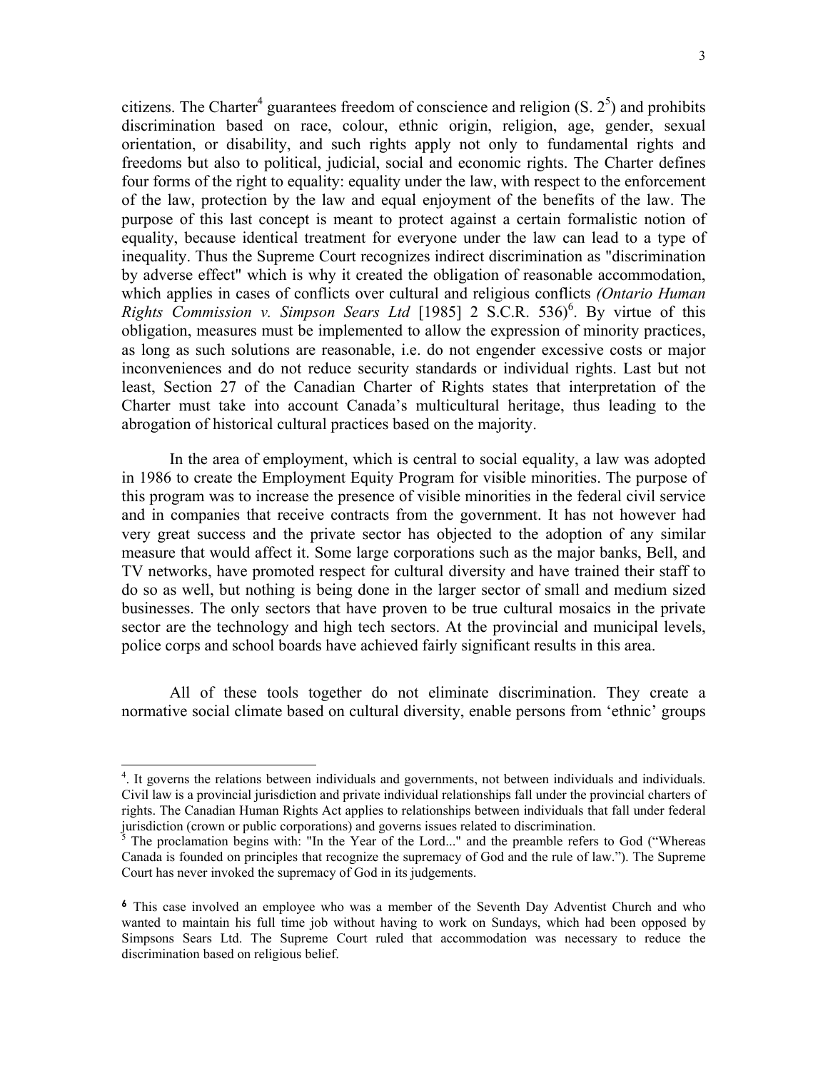citizens. The Charter[4] guarantees freedom of conscience and religion (S. 2[5]) and prohibits discrimination based on race, colour, ethnic origin, religion, age, gender, sexual orientation, or disability, and such rights apply not only to fundamental rights and freedoms but also to political, judicial, social and economic rights. The Charter defines four forms of the right to equality: equality under the law, with respect to the enforcement of the law, protection by the law and equal enjoyment of the benefits of the law. The purpose of this last concept is meant to protect against a certain formalistic notion of equality, because identical treatment for everyone under the law can lead to a type of inequality. Thus the Supreme Court recognizes indirect discrimination as "discrimination by adverse effect" which is why it created the obligation of reasonable accommodation, which applies in cases of conflicts over cultural and religious conflicts *(Ontario Human Rights Commission v. Simpson Sears Ltd* [1985] 2 S.C.R. 536)[6]. By virtue of this obligation, measures must be implemented to allow the expression of minority practices, as long as such solutions are reasonable, i.e. do not engender excessive costs or major inconveniences and do not reduce security standards or individual rights. Last but not least, Section 27 of the Canadian Charter of Rights states that interpretation of the Charter must take into account Canada's multicultural heritage, thus leading to the abrogation of historical cultural practices based on the majority.

In the area of employment, which is central to social equality, a law was adopted in 1986 to create the Employment Equity Program for visible minorities. The purpose of this program was to increase the presence of visible minorities in the federal civil service and in companies that receive contracts from the government. It has not however had very great success and the private sector has objected to the adoption of any similar measure that would affect it. Some large corporations such as the major banks, Bell, and TV networks, have promoted respect for cultural diversity and have trained their staff to do so as well, but nothing is being done in the larger sector of small and medium sized businesses. The only sectors that have proven to be true cultural mosaics in the private sector are the technology and high tech sectors. At the provincial and municipal levels, police corps and school boards have achieved fairly significant results in this area.

All of these tools together do not eliminate discrimination. They create a normative social climate based on cultural diversity, enable persons from 'ethnic' groups

---

[4]. It governs the relations between individuals and governments, not between individuals and individuals. Civil law is a provincial jurisdiction and private individual relationships fall under the provincial charters of rights. The Canadian Human Rights Act applies to relationships between individuals that fall under federal jurisdiction (crown or public corporations) and governs issues related to discrimination.

[5] The proclamation begins with: "In the Year of the Lord..." and the preamble refers to God ("Whereas Canada is founded on principles that recognize the supremacy of God and the rule of law."). The Supreme Court has never invoked the supremacy of God in its judgements.

[6] This case involved an employee who was a member of the Seventh Day Adventist Church and who wanted to maintain his full time job without having to work on Sundays, which had been opposed by Simpsons Sears Ltd. The Supreme Court ruled that accommodation was necessary to reduce the discrimination based on religious belief.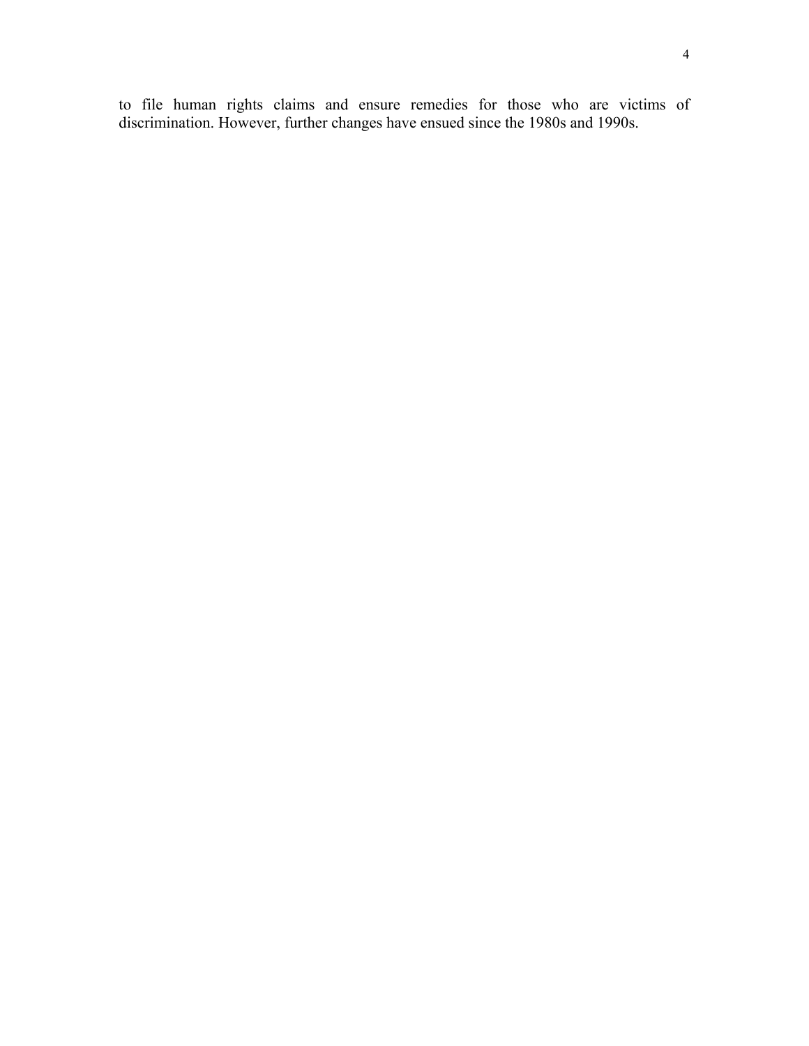to file human rights claims and ensure remedies for those who are victims of discrimination. However, further changes have ensued since the 1980s and 1990s.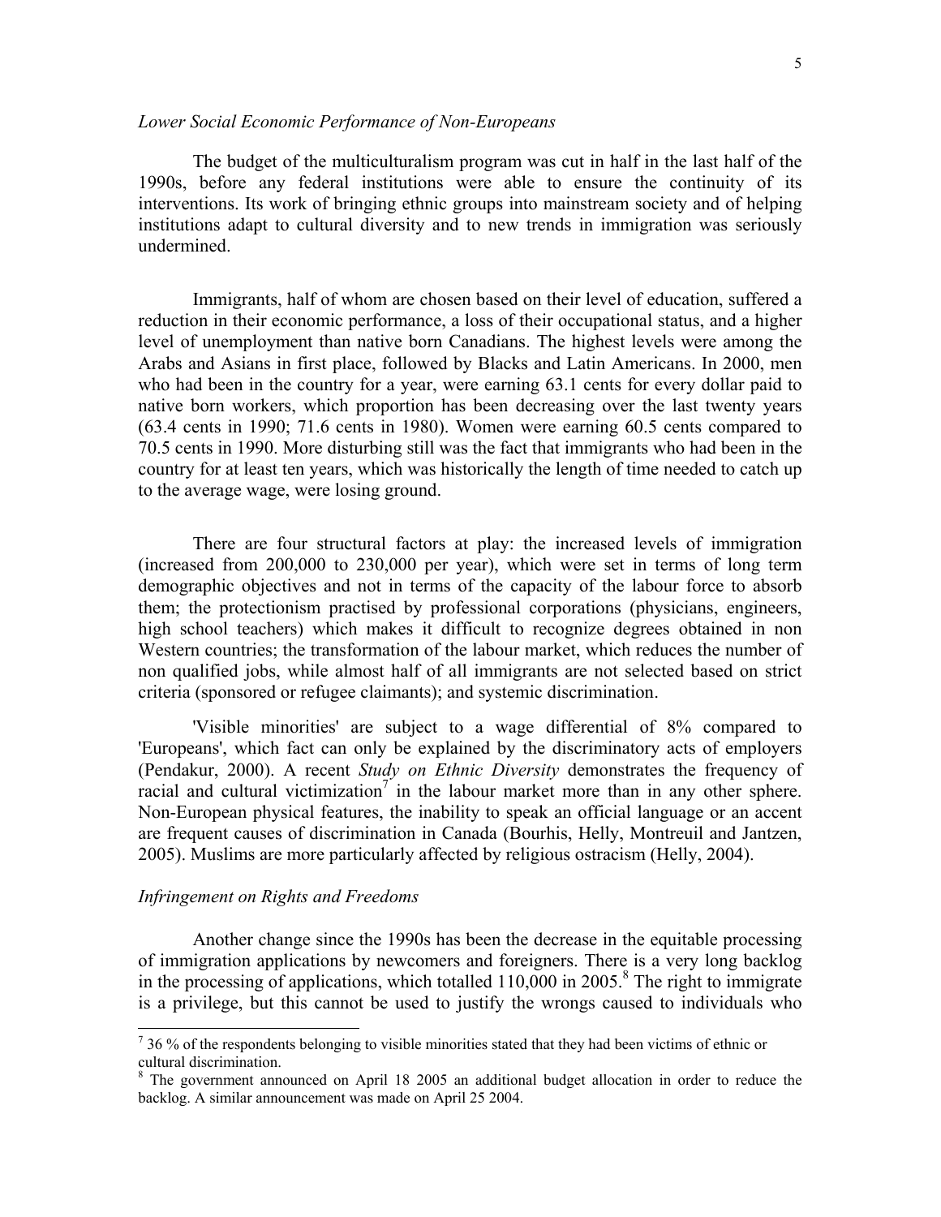*Lower Social Economic Performance of Non-Europeans*

The budget of the multiculturalism program was cut in half in the last half of the 1990s, before any federal institutions were able to ensure the continuity of its interventions. Its work of bringing ethnic groups into mainstream society and of helping institutions adapt to cultural diversity and to new trends in immigration was seriously undermined.

Immigrants, half of whom are chosen based on their level of education, suffered a reduction in their economic performance, a loss of their occupational status, and a higher level of unemployment than native born Canadians. The highest levels were among the Arabs and Asians in first place, followed by Blacks and Latin Americans. In 2000, men who had been in the country for a year, were earning 63.1 cents for every dollar paid to native born workers, which proportion has been decreasing over the last twenty years (63.4 cents in 1990; 71.6 cents in 1980). Women were earning 60.5 cents compared to 70.5 cents in 1990. More disturbing still was the fact that immigrants who had been in the country for at least ten years, which was historically the length of time needed to catch up to the average wage, were losing ground.

There are four structural factors at play: the increased levels of immigration (increased from 200,000 to 230,000 per year), which were set in terms of long term demographic objectives and not in terms of the capacity of the labour force to absorb them; the protectionism practised by professional corporations (physicians, engineers, high school teachers) which makes it difficult to recognize degrees obtained in non Western countries; the transformation of the labour market, which reduces the number of non qualified jobs, while almost half of all immigrants are not selected based on strict criteria (sponsored or refugee claimants); and systemic discrimination.

'Visible minorities' are subject to a wage differential of 8% compared to 'Europeans', which fact can only be explained by the discriminatory acts of employers (Pendakur, 2000). A recent *Study on Ethnic Diversity* demonstrates the frequency of racial and cultural victimization[7] in the labour market more than in any other sphere. Non-European physical features, the inability to speak an official language or an accent are frequent causes of discrimination in Canada (Bourhis, Helly, Montreuil and Jantzen, 2005). Muslims are more particularly affected by religious ostracism (Helly, 2004).

*Infringement on Rights and Freedoms*

Another change since the 1990s has been the decrease in the equitable processing of immigration applications by newcomers and foreigners. There is a very long backlog in the processing of applications, which totalled 110,000 in 2005.[8] The right to immigrate is a privilege, but this cannot be used to justify the wrongs caused to individuals who

[7] 36 % of the respondents belonging to visible minorities stated that they had been victims of ethnic or cultural discrimination.

[8] The government announced on April 18 2005 an additional budget allocation in order to reduce the backlog. A similar announcement was made on April 25 2004.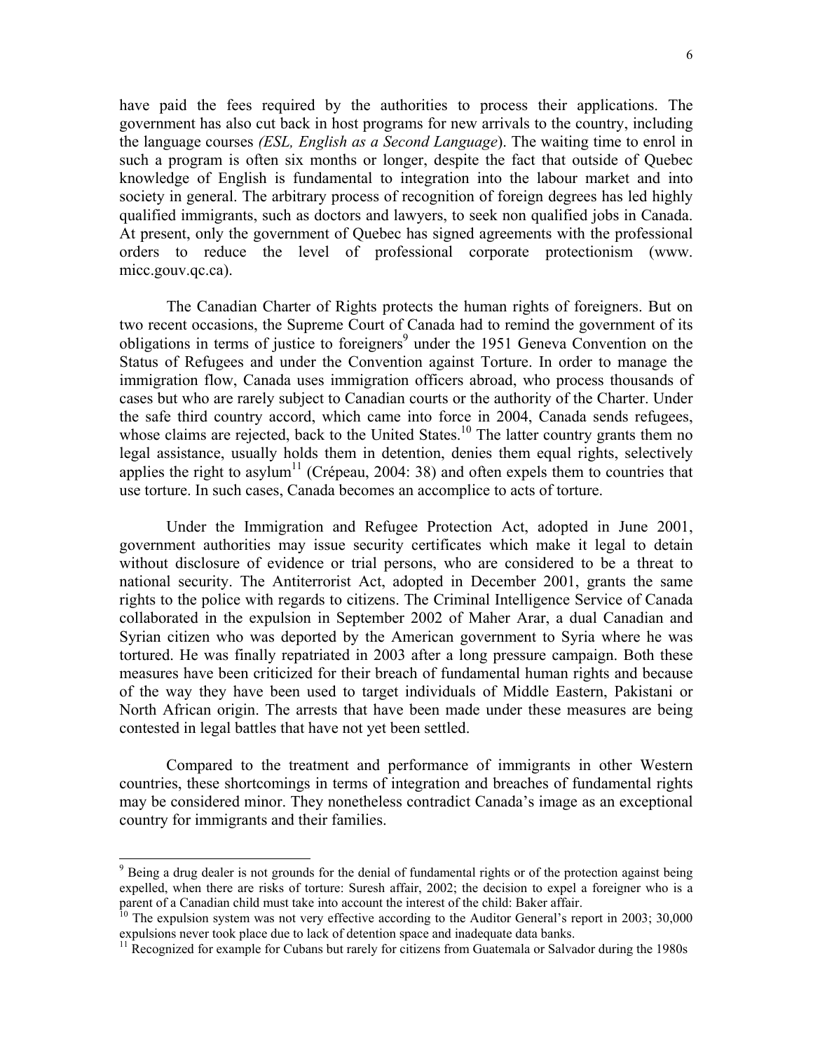have paid the fees required by the authorities to process their applications. The government has also cut back in host programs for new arrivals to the country, including the language courses *(ESL, English as a Second Language*). The waiting time to enrol in such a program is often six months or longer, despite the fact that outside of Quebec knowledge of English is fundamental to integration into the labour market and into society in general. The arbitrary process of recognition of foreign degrees has led highly qualified immigrants, such as doctors and lawyers, to seek non qualified jobs in Canada. At present, only the government of Quebec has signed agreements with the professional orders to reduce the level of professional corporate protectionism (www. micc.gouv.qc.ca).

The Canadian Charter of Rights protects the human rights of foreigners. But on two recent occasions, the Supreme Court of Canada had to remind the government of its obligations in terms of justice to foreigners[9] under the 1951 Geneva Convention on the Status of Refugees and under the Convention against Torture. In order to manage the immigration flow, Canada uses immigration officers abroad, who process thousands of cases but who are rarely subject to Canadian courts or the authority of the Charter. Under the safe third country accord, which came into force in 2004, Canada sends refugees, whose claims are rejected, back to the United States.[10] The latter country grants them no legal assistance, usually holds them in detention, denies them equal rights, selectively applies the right to asylum[11] (Crépeau, 2004: 38) and often expels them to countries that use torture. In such cases, Canada becomes an accomplice to acts of torture.

Under the Immigration and Refugee Protection Act, adopted in June 2001, government authorities may issue security certificates which make it legal to detain without disclosure of evidence or trial persons, who are considered to be a threat to national security. The Antiterrorist Act, adopted in December 2001, grants the same rights to the police with regards to citizens. The Criminal Intelligence Service of Canada collaborated in the expulsion in September 2002 of Maher Arar, a dual Canadian and Syrian citizen who was deported by the American government to Syria where he was tortured. He was finally repatriated in 2003 after a long pressure campaign. Both these measures have been criticized for their breach of fundamental human rights and because of the way they have been used to target individuals of Middle Eastern, Pakistani or North African origin. The arrests that have been made under these measures are being contested in legal battles that have not yet been settled.

Compared to the treatment and performance of immigrants in other Western countries, these shortcomings in terms of integration and breaches of fundamental rights may be considered minor. They nonetheless contradict Canada's image as an exceptional country for immigrants and their families.

---

[9] Being a drug dealer is not grounds for the denial of fundamental rights or of the protection against being expelled, when there are risks of torture: Suresh affair, 2002; the decision to expel a foreigner who is a parent of a Canadian child must take into account the interest of the child: Baker affair.

[10] The expulsion system was not very effective according to the Auditor General's report in 2003; 30,000 expulsions never took place due to lack of detention space and inadequate data banks.

[11] Recognized for example for Cubans but rarely for citizens from Guatemala or Salvador during the 1980s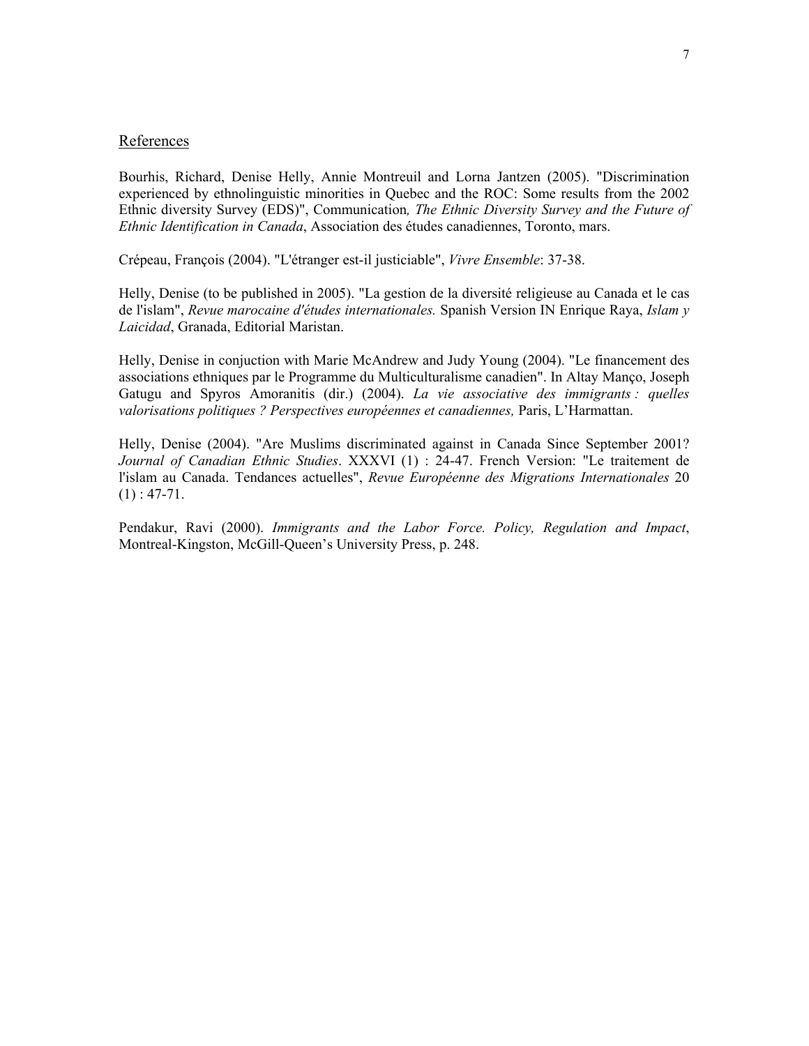## References

Bourhis, Richard, Denise Helly, Annie Montreuil and Lorna Jantzen (2005). "Discrimination experienced by ethnolinguistic minorities in Quebec and the ROC: Some results from the 2002 Ethnic diversity Survey (EDS)", Communication*, The Ethnic Diversity Survey and the Future of Ethnic Identification in Canada*, Association des études canadiennes, Toronto, mars.

Crépeau, François (2004). "L'étranger est-il justiciable", *Vivre Ensemble*: 37-38.

Helly, Denise (to be published in 2005). "La gestion de la diversité religieuse au Canada et le cas de l'islam", *Revue marocaine d'études internationales.* Spanish Version IN Enrique Raya, *Islam y Laicidad*, Granada, Editorial Maristan.

Helly, Denise in conjuction with Marie McAndrew and Judy Young (2004). "Le financement des associations ethniques par le Programme du Multiculturalisme canadien". In Altay Manço, Joseph Gatugu and Spyros Amoranitis (dir.) (2004). *La vie associative des immigrants : quelles valorisations politiques ? Perspectives européennes et canadiennes,* Paris, L'Harmattan.

Helly, Denise (2004). "Are Muslims discriminated against in Canada Since September 2001? *Journal of Canadian Ethnic Studies*. XXXVI (1) : 24-47. French Version: "Le traitement de l'islam au Canada. Tendances actuelles", *Revue Européenne des Migrations Internationales* 20 (1) : 47-71.

Pendakur, Ravi (2000). *Immigrants and the Labor Force. Policy, Regulation and Impact*, Montreal-Kingston, McGill-Queen's University Press, p. 248.